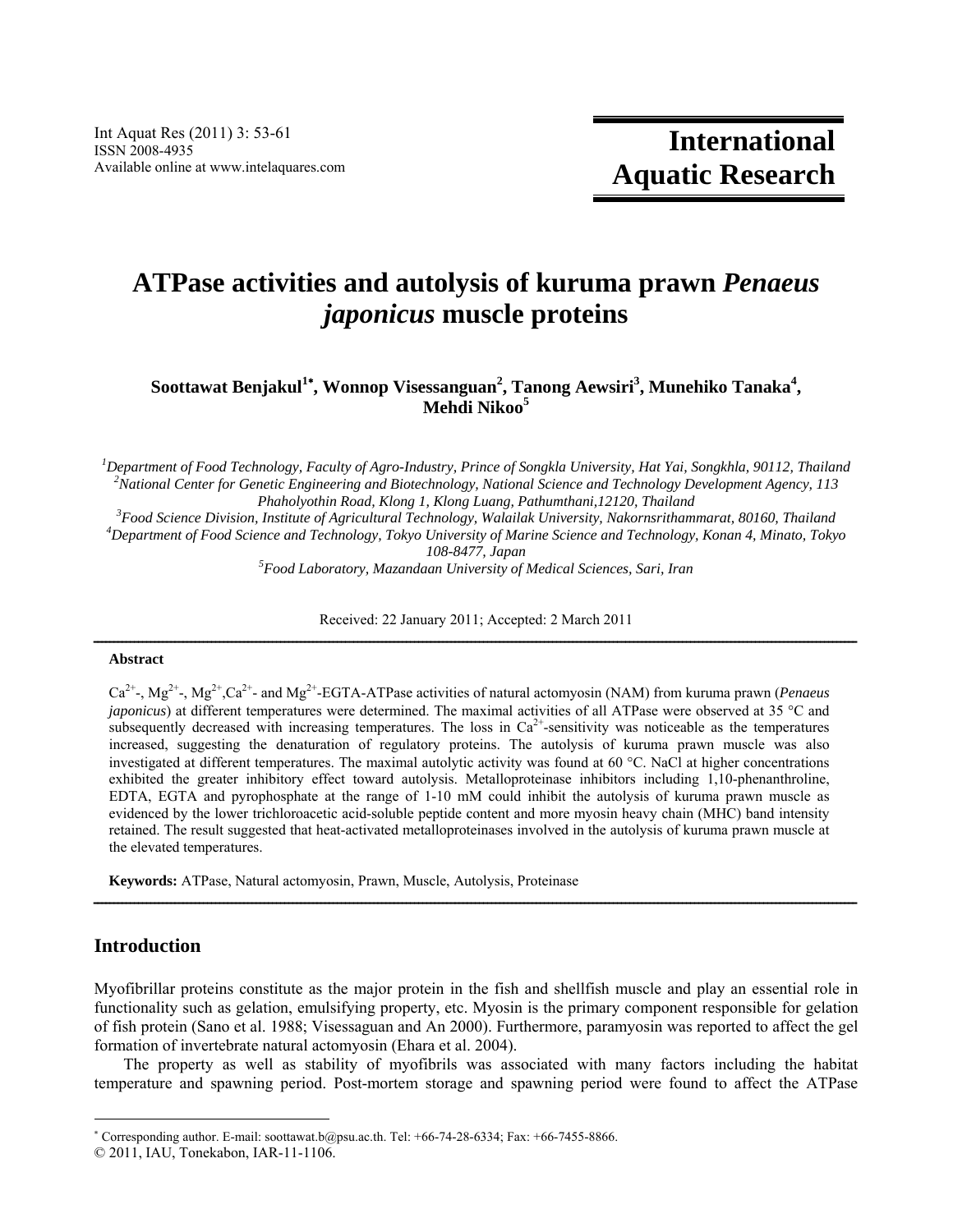# ATPase activities and autolysis of kuruma prawn *Penaeus japonicus* muscle proteins

**Soottawat Benjakul[1*], Wonnop Visessanguan[2], Tanong Aewsiri[3], Munehiko Tanaka[4], Mehdi Nikoo[5]**

*[1]Department of Food Technology, Faculty of Agro-Industry, Prince of Songkla University, Hat Yai, Songkhla, 90112, Thailand*
*[2]National Center for Genetic Engineering and Biotechnology, National Science and Technology Development Agency, 113 Phaholyothin Road, Klong 1, Klong Luang, Pathumthani,12120, Thailand*
*[3]Food Science Division, Institute of Agricultural Technology, Walailak University, Nakornsrithammarat, 80160, Thailand*
*[4]Department of Food Science and Technology, Tokyo University of Marine Science and Technology, Konan 4, Minato, Tokyo 108-8477, Japan*
*[5]Food Laboratory, Mazandaan University of Medical Sciences, Sari, Iran*

Received: 22 January 2011; Accepted: 2 March 2011

### Abstract

$Ca^{2+}$-, $Mg^{2+}$-, $Mg^{2+}$,$Ca^{2+}$- and $Mg^{2+}$-EGTA-ATPase activities of natural actomyosin (NAM) from kuruma prawn (*Penaeus japonicus*) at different temperatures were determined. The maximal activities of all ATPase were observed at 35 °C and subsequently decreased with increasing temperatures. The loss in $Ca^{2+}$-sensitivity was noticeable as the temperatures increased, suggesting the denaturation of regulatory proteins. The autolysis of kuruma prawn muscle was also investigated at different temperatures. The maximal autolytic activity was found at 60 °C. NaCl at higher concentrations exhibited the greater inhibitory effect toward autolysis. Metalloproteinase inhibitors including 1,10-phenanthroline, EDTA, EGTA and pyrophosphate at the range of 1-10 mM could inhibit the autolysis of kuruma prawn muscle as evidenced by the lower trichloroacetic acid-soluble peptide content and more myosin heavy chain (MHC) band intensity retained. The result suggested that heat-activated metalloproteinases involved in the autolysis of kuruma prawn muscle at the elevated temperatures.

**Keywords:** ATPase, Natural actomyosin, Prawn, Muscle, Autolysis, Proteinase

## Introduction

Myofibrillar proteins constitute as the major protein in the fish and shellfish muscle and play an essential role in functionality such as gelation, emulsifying property, etc. Myosin is the primary component responsible for gelation of fish protein (Sano et al. 1988; Visessaguan and An 2000). Furthermore, paramyosin was reported to affect the gel formation of invertebrate natural actomyosin (Ehara et al. 2004).

The property as well as stability of myofibrils was associated with many factors including the habitat temperature and spawning period. Post-mortem storage and spawning period were found to affect the ATPase

[*] Corresponding author. E-mail: soottawat.b@psu.ac.th. Tel: +66-74-28-6334; Fax: +66-7455-8866.
© 2011, IAU, Tonekabon, IAR-11-1106.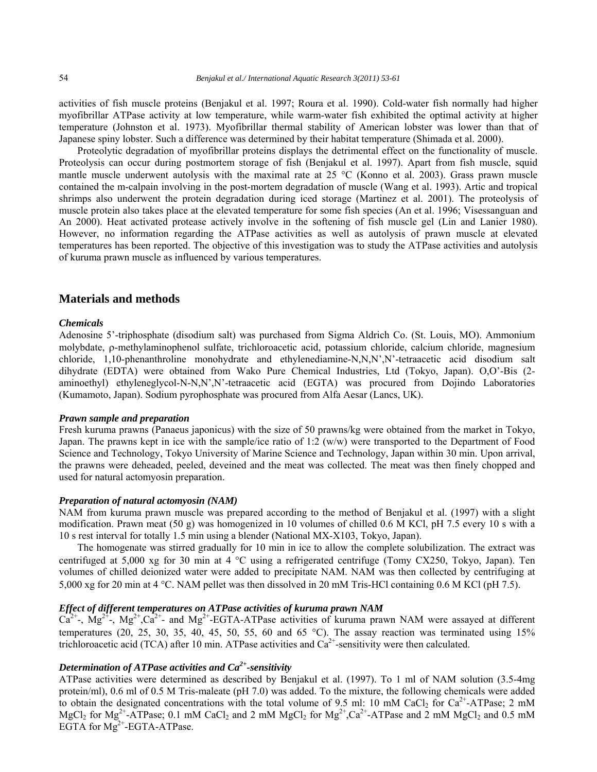activities of fish muscle proteins (Benjakul et al. 1997; Roura et al. 1990). Cold-water fish normally had higher myofibrillar ATPase activity at low temperature, while warm-water fish exhibited the optimal activity at higher temperature (Johnston et al. 1973). Myofibrillar thermal stability of American lobster was lower than that of Japanese spiny lobster. Such a difference was determined by their habitat temperature (Shimada et al. 2000).

Proteolytic degradation of myofibrillar proteins displays the detrimental effect on the functionality of muscle. Proteolysis can occur during postmortem storage of fish (Benjakul et al. 1997). Apart from fish muscle, squid mantle muscle underwent autolysis with the maximal rate at 25 °C (Konno et al. 2003). Grass prawn muscle contained the m-calpain involving in the post-mortem degradation of muscle (Wang et al. 1993). Artic and tropical shrimps also underwent the protein degradation during iced storage (Martinez et al. 2001). The proteolysis of muscle protein also takes place at the elevated temperature for some fish species (An et al. 1996; Visessanguan and An 2000). Heat activated protease actively involve in the softening of fish muscle gel (Lin and Lanier 1980). However, no information regarding the ATPase activities as well as autolysis of prawn muscle at elevated temperatures has been reported. The objective of this investigation was to study the ATPase activities and autolysis of kuruma prawn muscle as influenced by various temperatures.

## Materials and methods

### *Chemicals*

Adenosine 5'-triphosphate (disodium salt) was purchased from Sigma Aldrich Co. (St. Louis, MO). Ammonium molybdate, ρ-methylaminophenol sulfate, trichloroacetic acid, potassium chloride, calcium chloride, magnesium chloride, 1,10-phenanthroline monohydrate and ethylenediamine-N,N,N',N'-tetraacetic acid disodium salt dihydrate (EDTA) were obtained from Wako Pure Chemical Industries, Ltd (Tokyo, Japan). O,O'-Bis (2-aminoethyl) ethyleneglycol-N-N,N',N'-tetraacetic acid (EGTA) was procured from Dojindo Laboratories (Kumamoto, Japan). Sodium pyrophosphate was procured from Alfa Aesar (Lancs, UK).

### *Prawn sample and preparation*

Fresh kuruma prawns (Panaeus japonicus) with the size of 50 prawns/kg were obtained from the market in Tokyo, Japan. The prawns kept in ice with the sample/ice ratio of 1:2 (w/w) were transported to the Department of Food Science and Technology, Tokyo University of Marine Science and Technology, Japan within 30 min. Upon arrival, the prawns were deheaded, peeled, deveined and the meat was collected. The meat was then finely chopped and used for natural actomyosin preparation.

### *Preparation of natural actomyosin (NAM)*

NAM from kuruma prawn muscle was prepared according to the method of Benjakul et al. (1997) with a slight modification. Prawn meat (50 g) was homogenized in 10 volumes of chilled 0.6 M KCl, pH 7.5 every 10 s with a 10 s rest interval for totally 1.5 min using a blender (National MX-X103, Tokyo, Japan).

The homogenate was stirred gradually for 10 min in ice to allow the complete solubilization. The extract was centrifuged at 5,000 xg for 30 min at 4 °C using a refrigerated centrifuge (Tomy CX250, Tokyo, Japan). Ten volumes of chilled deionized water were added to precipitate NAM. NAM was then collected by centrifuging at 5,000 xg for 20 min at 4 °C. NAM pellet was then dissolved in 20 mM Tris-HCl containing 0.6 M KCl (pH 7.5).

### *Effect of different temperatures on ATPase activities of kuruma prawn NAM*

$Ca^{2+}$-, $Mg^{2+}$-, $Mg^{2+}$,$Ca^{2+}$- and $Mg^{2+}$-EGTA-ATPase activities of kuruma prawn NAM were assayed at different temperatures (20, 25, 30, 35, 40, 45, 50, 55, 60 and 65 °C). The assay reaction was terminated using 15% trichloroacetic acid (TCA) after 10 min. ATPase activities and $Ca^{2+}$-sensitivity were then calculated.

### *Determination of ATPase activities and $Ca^{2+}$-sensitivity*

ATPase activities were determined as described by Benjakul et al. (1997). To 1 ml of NAM solution (3.5-4mg protein/ml), 0.6 ml of 0.5 M Tris-maleate (pH 7.0) was added. To the mixture, the following chemicals were added to obtain the designated concentrations with the total volume of 9.5 ml: 10 mM $CaCl_2$ for $Ca^{2+}$-ATPase; 2 mM $MgCl_2$ for $Mg^{2+}$-ATPase; 0.1 mM $CaCl_2$ and 2 mM $MgCl_2$ for $Mg^{2+}$,$Ca^{2+}$-ATPase and 2 mM $MgCl_2$ and 0.5 mM EGTA for $Mg^{2+}$-EGTA-ATPase.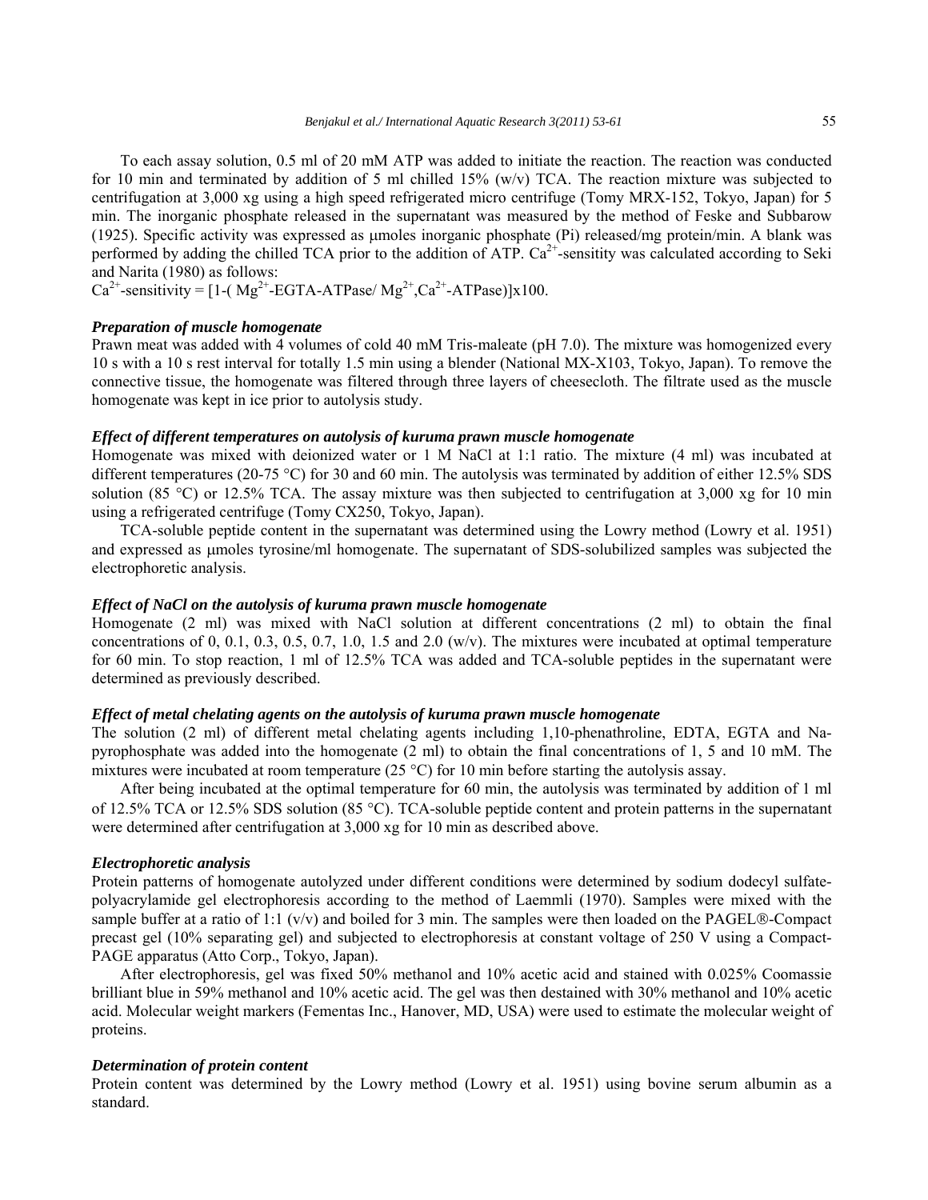To each assay solution, 0.5 ml of 20 mM ATP was added to initiate the reaction. The reaction was conducted for 10 min and terminated by addition of 5 ml chilled 15% (w/v) TCA. The reaction mixture was subjected to centrifugation at 3,000 xg using a high speed refrigerated micro centrifuge (Tomy MRX-152, Tokyo, Japan) for 5 min. The inorganic phosphate released in the supernatant was measured by the method of Feske and Subbarow (1925). Specific activity was expressed as μmoles inorganic phosphate (Pi) released/mg protein/min. A blank was performed by adding the chilled TCA prior to the addition of ATP. $Ca^{2+}$-sensitity was calculated according to Seki and Narita (1980) as follows:

$Ca^{2+}$-sensitivity = [1-( $Mg^{2+}$-EGTA-ATPase/ $Mg^{2+}$,$Ca^{2+}$-ATPase)]x100.

### *Preparation of muscle homogenate*

Prawn meat was added with 4 volumes of cold 40 mM Tris-maleate (pH 7.0). The mixture was homogenized every 10 s with a 10 s rest interval for totally 1.5 min using a blender (National MX-X103, Tokyo, Japan). To remove the connective tissue, the homogenate was filtered through three layers of cheesecloth. The filtrate used as the muscle homogenate was kept in ice prior to autolysis study.

### *Effect of different temperatures on autolysis of kuruma prawn muscle homogenate*

Homogenate was mixed with deionized water or 1 M NaCl at 1:1 ratio. The mixture (4 ml) was incubated at different temperatures (20-75 °C) for 30 and 60 min. The autolysis was terminated by addition of either 12.5% SDS solution (85 °C) or 12.5% TCA. The assay mixture was then subjected to centrifugation at 3,000 xg for 10 min using a refrigerated centrifuge (Tomy CX250, Tokyo, Japan).

TCA-soluble peptide content in the supernatant was determined using the Lowry method (Lowry et al. 1951) and expressed as μmoles tyrosine/ml homogenate. The supernatant of SDS-solubilized samples was subjected the electrophoretic analysis.

### *Effect of NaCl on the autolysis of kuruma prawn muscle homogenate*

Homogenate (2 ml) was mixed with NaCl solution at different concentrations (2 ml) to obtain the final concentrations of 0, 0.1, 0.3, 0.5, 0.7, 1.0, 1.5 and 2.0 (w/v). The mixtures were incubated at optimal temperature for 60 min. To stop reaction, 1 ml of 12.5% TCA was added and TCA-soluble peptides in the supernatant were determined as previously described.

### *Effect of metal chelating agents on the autolysis of kuruma prawn muscle homogenate*

The solution (2 ml) of different metal chelating agents including 1,10-phenathroline, EDTA, EGTA and Na-pyrophosphate was added into the homogenate (2 ml) to obtain the final concentrations of 1, 5 and 10 mM. The mixtures were incubated at room temperature (25 °C) for 10 min before starting the autolysis assay.

After being incubated at the optimal temperature for 60 min, the autolysis was terminated by addition of 1 ml of 12.5% TCA or 12.5% SDS solution (85 °C). TCA-soluble peptide content and protein patterns in the supernatant were determined after centrifugation at 3,000 xg for 10 min as described above.

### *Electrophoretic analysis*

Protein patterns of homogenate autolyzed under different conditions were determined by sodium dodecyl sulfate-polyacrylamide gel electrophoresis according to the method of Laemmli (1970). Samples were mixed with the sample buffer at a ratio of 1:1 (v/v) and boiled for 3 min. The samples were then loaded on the PAGEL®-Compact precast gel (10% separating gel) and subjected to electrophoresis at constant voltage of 250 V using a Compact-PAGE apparatus (Atto Corp., Tokyo, Japan).

After electrophoresis, gel was fixed 50% methanol and 10% acetic acid and stained with 0.025% Coomassie brilliant blue in 59% methanol and 10% acetic acid. The gel was then destained with 30% methanol and 10% acetic acid. Molecular weight markers (Fementas Inc., Hanover, MD, USA) were used to estimate the molecular weight of proteins.

### *Determination of protein content*

Protein content was determined by the Lowry method (Lowry et al. 1951) using bovine serum albumin as a standard.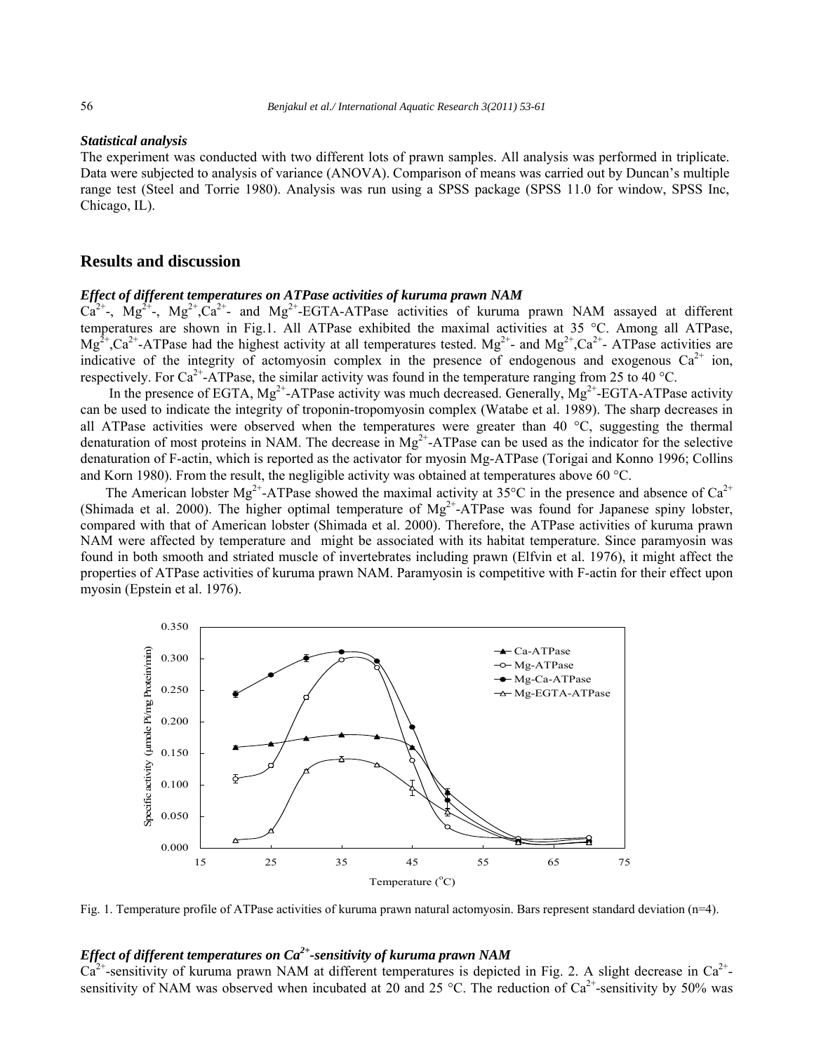### *Statistical analysis*

The experiment was conducted with two different lots of prawn samples. All analysis was performed in triplicate. Data were subjected to analysis of variance (ANOVA). Comparison of means was carried out by Duncan's multiple range test (Steel and Torrie 1980). Analysis was run using a SPSS package (SPSS 11.0 for window, SPSS Inc, Chicago, IL).

## Results and discussion

### *Effect of different temperatures on ATPase activities of kuruma prawn NAM*

$Ca^{2+}$-, $Mg^{2+}$-, $Mg^{2+}$,$Ca^{2+}$- and $Mg^{2+}$-EGTA-ATPase activities of kuruma prawn NAM assayed at different temperatures are shown in Fig.1. All ATPase exhibited the maximal activities at 35 °C. Among all ATPase, $Mg^{2+}$,$Ca^{2+}$-ATPase had the highest activity at all temperatures tested. $Mg^{2+}$- and $Mg^{2+}$,$Ca^{2+}$- ATPase activities are indicative of the integrity of actomyosin complex in the presence of endogenous and exogenous $Ca^{2+}$ ion, respectively. For $Ca^{2+}$-ATPase, the similar activity was found in the temperature ranging from 25 to 40 °C.

In the presence of EGTA, $Mg^{2+}$-ATPase activity was much decreased. Generally, $Mg^{2+}$-EGTA-ATPase activity can be used to indicate the integrity of troponin-tropomyosin complex (Watabe et al. 1989). The sharp decreases in all ATPase activities were observed when the temperatures were greater than 40 °C, suggesting the thermal denaturation of most proteins in NAM. The decrease in $Mg^{2+}$-ATPase can be used as the indicator for the selective denaturation of F-actin, which is reported as the activator for myosin Mg-ATPase (Torigai and Konno 1996; Collins and Korn 1980). From the result, the negligible activity was obtained at temperatures above 60 °C.

The American lobster $Mg^{2+}$-ATPase showed the maximal activity at 35°C in the presence and absence of $Ca^{2+}$ (Shimada et al. 2000). The higher optimal temperature of $Mg^{2+}$-ATPase was found for Japanese spiny lobster, compared with that of American lobster (Shimada et al. 2000). Therefore, the ATPase activities of kuruma prawn NAM were affected by temperature and might be associated with its habitat temperature. Since paramyosin was found in both smooth and striated muscle of invertebrates including prawn (Elfvin et al. 1976), it might affect the properties of ATPase activities of kuruma prawn NAM. Paramyosin is competitive with F-actin for their effect upon myosin (Epstein et al. 1976).

Fig. 1. Temperature profile of ATPase activities of kuruma prawn natural actomyosin. Bars represent standard deviation (n=4).

### *Effect of different temperatures on $Ca^{2+}$-sensitivity of kuruma prawn NAM*

$Ca^{2+}$-sensitivity of kuruma prawn NAM at different temperatures is depicted in Fig. 2. A slight decrease in $Ca^{2+}$-sensitivity of NAM was observed when incubated at 20 and 25 °C. The reduction of $Ca^{2+}$-sensitivity by 50% was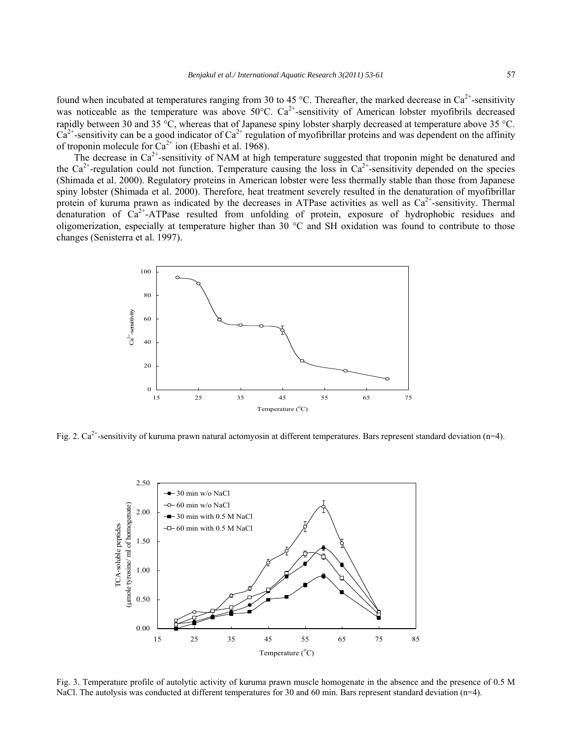found when incubated at temperatures ranging from 30 to 45 °C. Thereafter, the marked decrease in $Ca^{2+}$-sensitivity was noticeable as the temperature was above 50°C. $Ca^{2+}$-sensitivity of American lobster myofibrils decreased rapidly between 30 and 35 °C, whereas that of Japanese spiny lobster sharply decreased at temperature above 35 °C. $Ca^{2+}$-sensitivity can be a good indicator of $Ca^{2+}$ regulation of myofibrillar proteins and was dependent on the affinity of troponin molecule for $Ca^{2+}$ ion (Ebashi et al. 1968).

The decrease in $Ca^{2+}$-sensitivity of NAM at high temperature suggested that troponin might be denatured and the $Ca^{2+}$-regulation could not function. Temperature causing the loss in $Ca^{2+}$-sensitivity depended on the species (Shimada et al. 2000). Regulatory proteins in American lobster were less thermally stable than those from Japanese spiny lobster (Shimada et al. 2000). Therefore, heat treatment severely resulted in the denaturation of myofibrillar protein of kuruma prawn as indicated by the decreases in ATPase activities as well as $Ca^{2+}$-sensitivity. Thermal denaturation of $Ca^{2+}$-ATPase resulted from unfolding of protein, exposure of hydrophobic residues and oligomerization, especially at temperature higher than 30 °C and SH oxidation was found to contribute to those changes (Senisterra et al. 1997).

Fig. 2. $Ca^{2+}$-sensitivity of kuruma prawn natural actomyosin at different temperatures. Bars represent standard deviation (n=4).

Fig. 3. Temperature profile of autolytic activity of kuruma prawn muscle homogenate in the absence and the presence of 0.5 M NaCl. The autolysis was conducted at different temperatures for 30 and 60 min. Bars represent standard deviation (n=4).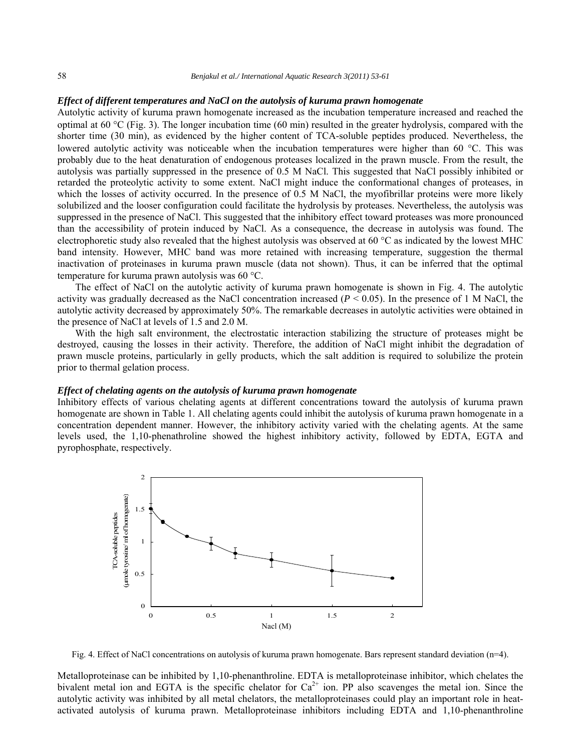### *Effect of different temperatures and NaCl on the autolysis of kuruma prawn homogenate*

Autolytic activity of kuruma prawn homogenate increased as the incubation temperature increased and reached the optimal at 60 °C (Fig. 3). The longer incubation time (60 min) resulted in the greater hydrolysis, compared with the shorter time (30 min), as evidenced by the higher content of TCA-soluble peptides produced. Nevertheless, the lowered autolytic activity was noticeable when the incubation temperatures were higher than 60 °C. This was probably due to the heat denaturation of endogenous proteases localized in the prawn muscle. From the result, the autolysis was partially suppressed in the presence of 0.5 M NaCl. This suggested that NaCl possibly inhibited or retarded the proteolytic activity to some extent. NaCl might induce the conformational changes of proteases, in which the losses of activity occurred. In the presence of 0.5 M NaCl, the myofibrillar proteins were more likely solubilized and the looser configuration could facilitate the hydrolysis by proteases. Nevertheless, the autolysis was suppressed in the presence of NaCl. This suggested that the inhibitory effect toward proteases was more pronounced than the accessibility of protein induced by NaCl. As a consequence, the decrease in autolysis was found. The electrophoretic study also revealed that the highest autolysis was observed at 60 °C as indicated by the lowest MHC band intensity. However, MHC band was more retained with increasing temperature, suggestion the thermal inactivation of proteinases in kuruma prawn muscle (data not shown). Thus, it can be inferred that the optimal temperature for kuruma prawn autolysis was 60 °C.

The effect of NaCl on the autolytic activity of kuruma prawn homogenate is shown in Fig. 4. The autolytic activity was gradually decreased as the NaCl concentration increased ($P < 0.05$). In the presence of 1 M NaCl, the autolytic activity decreased by approximately 50%. The remarkable decreases in autolytic activities were obtained in the presence of NaCl at levels of 1.5 and 2.0 M.

With the high salt environment, the electrostatic interaction stabilizing the structure of proteases might be destroyed, causing the losses in their activity. Therefore, the addition of NaCl might inhibit the degradation of prawn muscle proteins, particularly in gelly products, which the salt addition is required to solubilize the protein prior to thermal gelation process.

### *Effect of chelating agents on the autolysis of kuruma prawn homogenate*

Inhibitory effects of various chelating agents at different concentrations toward the autolysis of kuruma prawn homogenate are shown in Table 1. All chelating agents could inhibit the autolysis of kuruma prawn homogenate in a concentration dependent manner. However, the inhibitory activity varied with the chelating agents. At the same levels used, the 1,10-phenathroline showed the highest inhibitory activity, followed by EDTA, EGTA and pyrophosphate, respectively.

Fig. 4. Effect of NaCl concentrations on autolysis of kuruma prawn homogenate. Bars represent standard deviation (n=4).

Metalloproteinase can be inhibited by 1,10-phenanthroline. EDTA is metalloproteinase inhibitor, which chelates the bivalent metal ion and EGTA is the specific chelator for $Ca^{2+}$ ion. PP also scavenges the metal ion. Since the autolytic activity was inhibited by all metal chelators, the metalloproteinases could play an important role in heat-activated autolysis of kuruma prawn. Metalloproteinase inhibitors including EDTA and 1,10-phenanthroline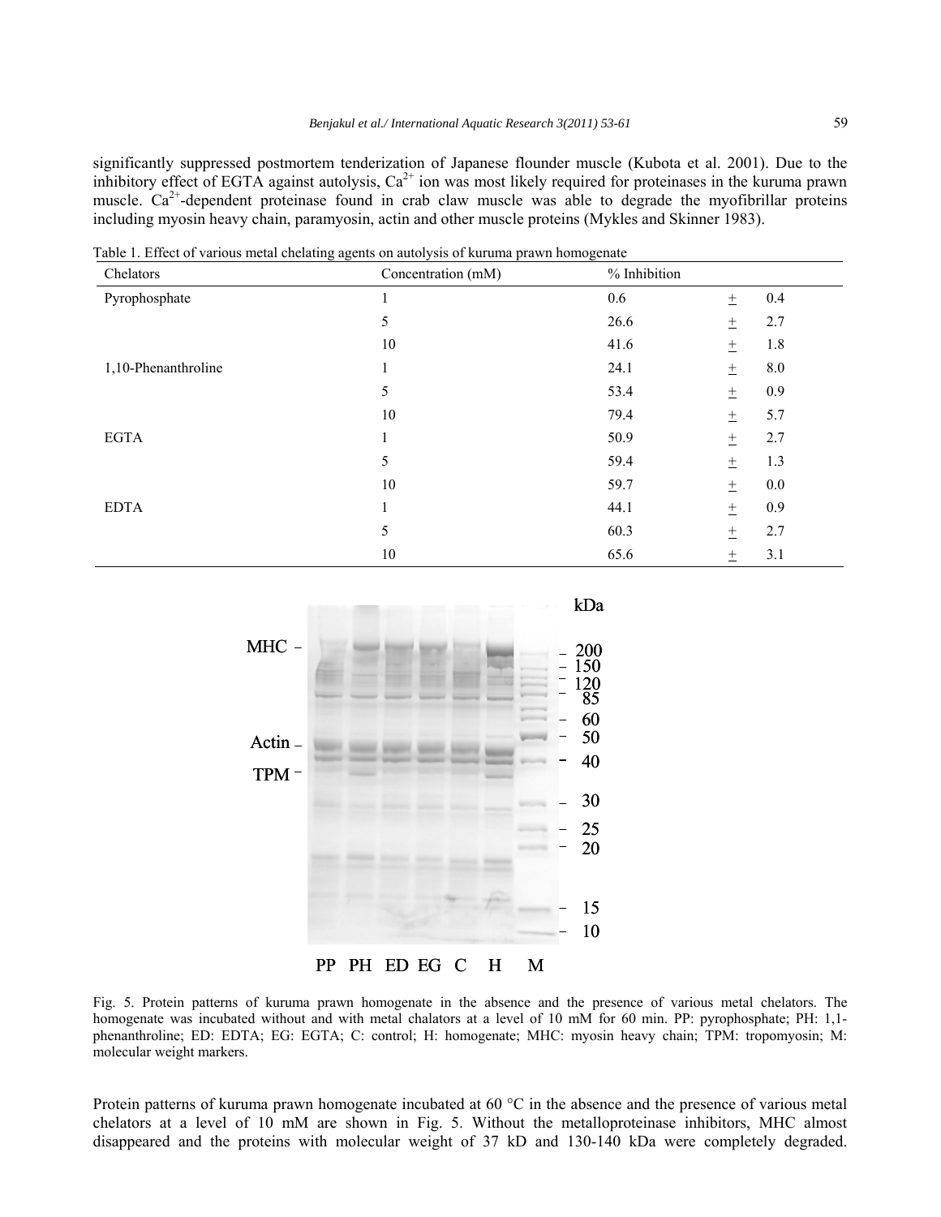significantly suppressed postmortem tenderization of Japanese flounder muscle (Kubota et al. 2001). Due to the inhibitory effect of EGTA against autolysis, $Ca^{2+}$ ion was most likely required for proteinases in the kuruma prawn muscle. $Ca^{2+}$-dependent proteinase found in crab claw muscle was able to degrade the myofibrillar proteins including myosin heavy chain, paramyosin, actin and other muscle proteins (Mykles and Skinner 1983).

Table 1. Effect of various metal chelating agents on autolysis of kuruma prawn homogenate

| Chelators | Concentration (mM) | % Inhibition |
|---|---|---|
| Pyrophosphate | 1 | 0.6 ± 0.4 |
| | 5 | 26.6 ± 2.7 |
| | 10 | 41.6 ± 1.8 |
| 1,10-Phenanthroline | 1 | 24.1 ± 8.0 |
| | 5 | 53.4 ± 0.9 |
| | 10 | 79.4 ± 5.7 |
| EGTA | 1 | 50.9 ± 2.7 |
| | 5 | 59.4 ± 1.3 |
| | 10 | 59.7 ± 0.0 |
| EDTA | 1 | 44.1 ± 0.9 |
| | 5 | 60.3 ± 2.7 |
| | 10 | 65.6 ± 3.1 |

Fig. 5. Protein patterns of kuruma prawn homogenate in the absence and the presence of various metal chelators. The homogenate was incubated without and with metal chalators at a level of 10 mM for 60 min. PP: pyrophosphate; PH: 1,1-phenanthroline; ED: EDTA; EG: EGTA; C: control; H: homogenate; MHC: myosin heavy chain; TPM: tropomyosin; M: molecular weight markers.

Protein patterns of kuruma prawn homogenate incubated at 60 °C in the absence and the presence of various metal chelators at a level of 10 mM are shown in Fig. 5. Without the metalloproteinase inhibitors, MHC almost disappeared and the proteins with molecular weight of 37 kD and 130-140 kDa were completely degraded.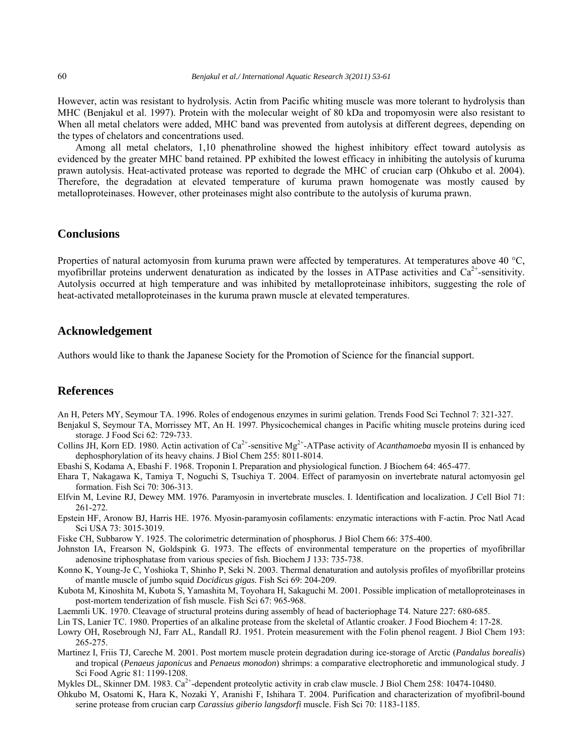However, actin was resistant to hydrolysis. Actin from Pacific whiting muscle was more tolerant to hydrolysis than MHC (Benjakul et al. 1997). Protein with the molecular weight of 80 kDa and tropomyosin were also resistant to When all metal chelators were added, MHC band was prevented from autolysis at different degrees, depending on the types of chelators and concentrations used.

Among all metal chelators, 1,10 phenathroline showed the highest inhibitory effect toward autolysis as evidenced by the greater MHC band retained. PP exhibited the lowest efficacy in inhibiting the autolysis of kuruma prawn autolysis. Heat-activated protease was reported to degrade the MHC of crucian carp (Ohkubo et al. 2004). Therefore, the degradation at elevated temperature of kuruma prawn homogenate was mostly caused by metalloproteinases. However, other proteinases might also contribute to the autolysis of kuruma prawn.

## Conclusions

Properties of natural actomyosin from kuruma prawn were affected by temperatures. At temperatures above 40 °C, myofibrillar proteins underwent denaturation as indicated by the losses in ATPase activities and $Ca^{2+}$-sensitivity. Autolysis occurred at high temperature and was inhibited by metalloproteinase inhibitors, suggesting the role of heat-activated metalloproteinases in the kuruma prawn muscle at elevated temperatures.

## Acknowledgement

Authors would like to thank the Japanese Society for the Promotion of Science for the financial support.

## References

An H, Peters MY, Seymour TA. 1996. Roles of endogenous enzymes in surimi gelation. Trends Food Sci Technol 7: 321-327.

Benjakul S, Seymour TA, Morrissey MT, An H. 1997. Physicochemical changes in Pacific whiting muscle proteins during iced storage. J Food Sci 62: 729-733.

Collins JH, Korn ED. 1980. Actin activation of $Ca^{2+}$-sensitive $Mg^{2+}$-ATPase activity of *Acanthamoeba* myosin II is enhanced by dephosphorylation of its heavy chains. J Biol Chem 255: 8011-8014.

Ebashi S, Kodama A, Ebashi F. 1968. Troponin I. Preparation and physiological function. J Biochem 64: 465-477.

Ehara T, Nakagawa K, Tamiya T, Noguchi S, Tsuchiya T. 2004. Effect of paramyosin on invertebrate natural actomyosin gel formation. Fish Sci 70: 306-313.

Elfvin M, Levine RJ, Dewey MM. 1976. Paramyosin in invertebrate muscles. I. Identification and localization. J Cell Biol 71: 261-272.

Epstein HF, Aronow BJ, Harris HE. 1976. Myosin-paramyosin cofilaments: enzymatic interactions with F-actin. Proc Natl Acad Sci USA 73: 3015-3019.

Fiske CH, Subbarow Y. 1925. The colorimetric determination of phosphorus. J Biol Chem 66: 375-400.

Johnston IA, Frearson N, Goldspink G. 1973. The effects of environmental temperature on the properties of myofibrillar adenosine triphosphatase from various species of fish. Biochem J 133: 735-738.

Konno K, Young-Je C, Yoshioka T, Shinho P, Seki N. 2003. Thermal denaturation and autolysis profiles of myofibrillar proteins of mantle muscle of jumbo squid *Docidicus gigas.* Fish Sci 69: 204-209.

Kubota M, Kinoshita M, Kubota S, Yamashita M, Toyohara H, Sakaguchi M. 2001. Possible implication of metalloproteinases in post-mortem tenderization of fish muscle. Fish Sci 67: 965-968.

Laemmli UK. 1970. Cleavage of structural proteins during assembly of head of bacteriophage T4. Nature 227: 680-685.

Lin TS, Lanier TC. 1980. Properties of an alkaline protease from the skeletal of Atlantic croaker. J Food Biochem 4: 17-28.

Lowry OH, Rosebrough NJ, Farr AL, Randall RJ. 1951. Protein measurement with the Folin phenol reagent. J Biol Chem 193: 265-275.

Martinez I, Friis TJ, Careche M. 2001. Post mortem muscle protein degradation during ice-storage of Arctic (*Pandalus borealis*) and tropical (*Penaeus japonicus* and *Penaeus monodon*) shrimps: a comparative electrophoretic and immunological study. J Sci Food Agric 81: 1199-1208.

Mykles DL, Skinner DM. 1983. $Ca^{2+}$-dependent proteolytic activity in crab claw muscle. J Biol Chem 258: 10474-10480.

Ohkubo M, Osatomi K, Hara K, Nozaki Y, Aranishi F, Ishihara T. 2004. Purification and characterization of myofibril-bound serine protease from crucian carp *Carassius giberio langsdorfi* muscle. Fish Sci 70: 1183-1185.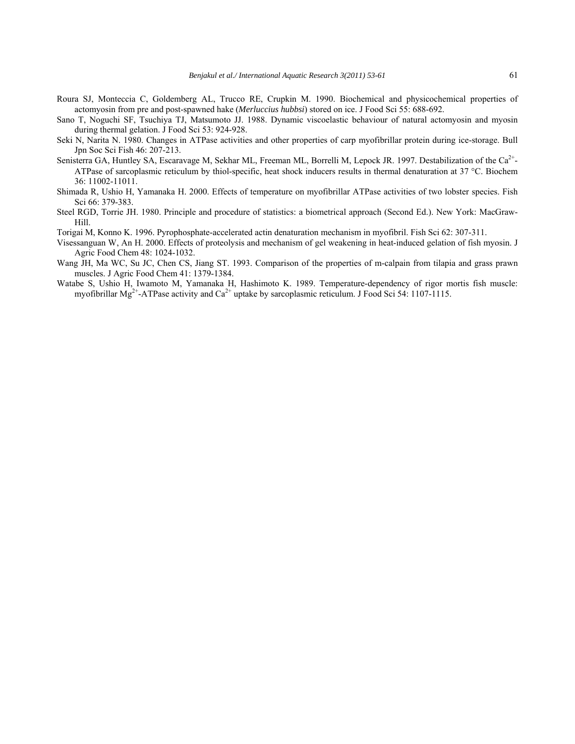Roura SJ, Monteccia C, Goldemberg AL, Trucco RE, Crupkin M. 1990. Biochemical and physicochemical properties of actomyosin from pre and post-spawned hake (*Merluccius hubbsi*) stored on ice. J Food Sci 55: 688-692.

Sano T, Noguchi SF, Tsuchiya TJ, Matsumoto JJ. 1988. Dynamic viscoelastic behaviour of natural actomyosin and myosin during thermal gelation. J Food Sci 53: 924-928.

Seki N, Narita N. 1980. Changes in ATPase activities and other properties of carp myofibrillar protein during ice-storage. Bull Jpn Soc Sci Fish 46: 207-213.

Senisterra GA, Huntley SA, Escaravage M, Sekhar ML, Freeman ML, Borrelli M, Lepock JR. 1997. Destabilization of the $Ca^{2+}$-ATPase of sarcoplasmic reticulum by thiol-specific, heat shock inducers results in thermal denaturation at 37 °C. Biochem 36: 11002-11011.

Shimada R, Ushio H, Yamanaka H. 2000. Effects of temperature on myofibrillar ATPase activities of two lobster species. Fish Sci 66: 379-383.

Steel RGD, Torrie JH. 1980. Principle and procedure of statistics: a biometrical approach (Second Ed.). New York: MacGraw-Hill.

Torigai M, Konno K. 1996. Pyrophosphate-accelerated actin denaturation mechanism in myofibril. Fish Sci 62: 307-311.

Visessanguan W, An H. 2000. Effects of proteolysis and mechanism of gel weakening in heat-induced gelation of fish myosin. J Agric Food Chem 48: 1024-1032.

Wang JH, Ma WC, Su JC, Chen CS, Jiang ST. 1993. Comparison of the properties of m-calpain from tilapia and grass prawn muscles. J Agric Food Chem 41: 1379-1384.

Watabe S, Ushio H, Iwamoto M, Yamanaka H, Hashimoto K. 1989. Temperature-dependency of rigor mortis fish muscle: myofibrillar $Mg^{2+}$-ATPase activity and $Ca^{2+}$ uptake by sarcoplasmic reticulum. J Food Sci 54: 1107-1115.